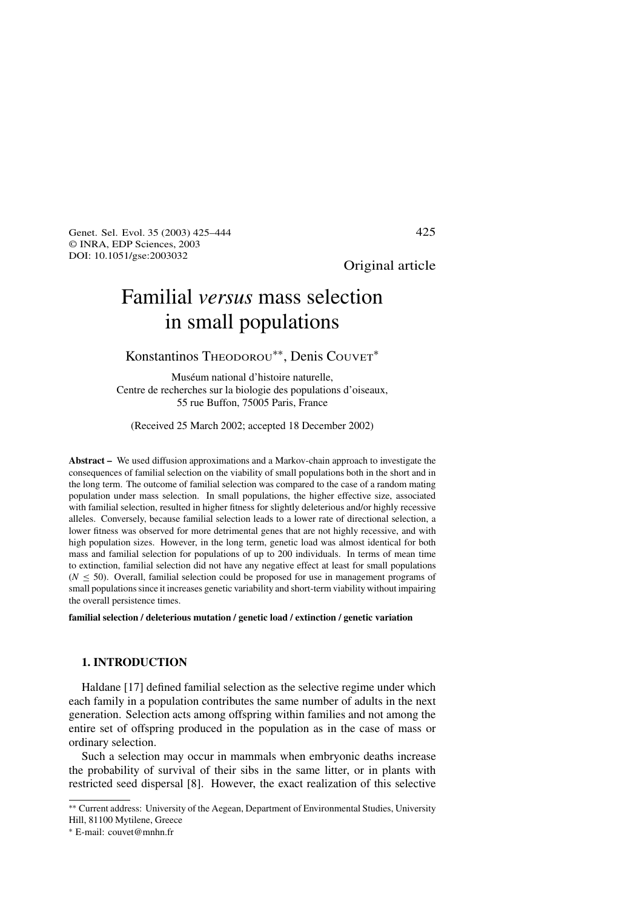Original article

# Familial *versus* mass selection in small populations

Konstantinos THEODOROU[**], Denis COUVET[*]

Muséum national d'histoire naturelle,
Centre de recherches sur la biologie des populations d'oiseaux,
55 rue Buffon, 75005 Paris, France

(Received 25 March 2002; accepted 18 December 2002)

**Abstract –** We used diffusion approximations and a Markov-chain approach to investigate the consequences of familial selection on the viability of small populations both in the short and in the long term. The outcome of familial selection was compared to the case of a random mating population under mass selection. In small populations, the higher effective size, associated with familial selection, resulted in higher fitness for slightly deleterious and/or highly recessive alleles. Conversely, because familial selection leads to a lower rate of directional selection, a lower fitness was observed for more detrimental genes that are not highly recessive, and with high population sizes. However, in the long term, genetic load was almost identical for both mass and familial selection for populations of up to 200 individuals. In terms of mean time to extinction, familial selection did not have any negative effect at least for small populations ($N \leq 50$). Overall, familial selection could be proposed for use in management programs of small populations since it increases genetic variability and short-term viability without impairing the overall persistence times.

**familial selection / deleterious mutation / genetic load / extinction / genetic variation**

## 1. INTRODUCTION

Haldane [17] defined familial selection as the selective regime under which each family in a population contributes the same number of adults in the next generation. Selection acts among offspring within families and not among the entire set of offspring produced in the population as in the case of mass or ordinary selection.

Such a selection may occur in mammals when embryonic deaths increase the probability of survival of their sibs in the same litter, or in plants with restricted seed dispersal [8]. However, the exact realization of this selective

[**] Current address: University of the Aegean, Department of Environmental Studies, University Hill, 81100 Mytilene, Greece

[*] E-mail: couvet@mnhn.fr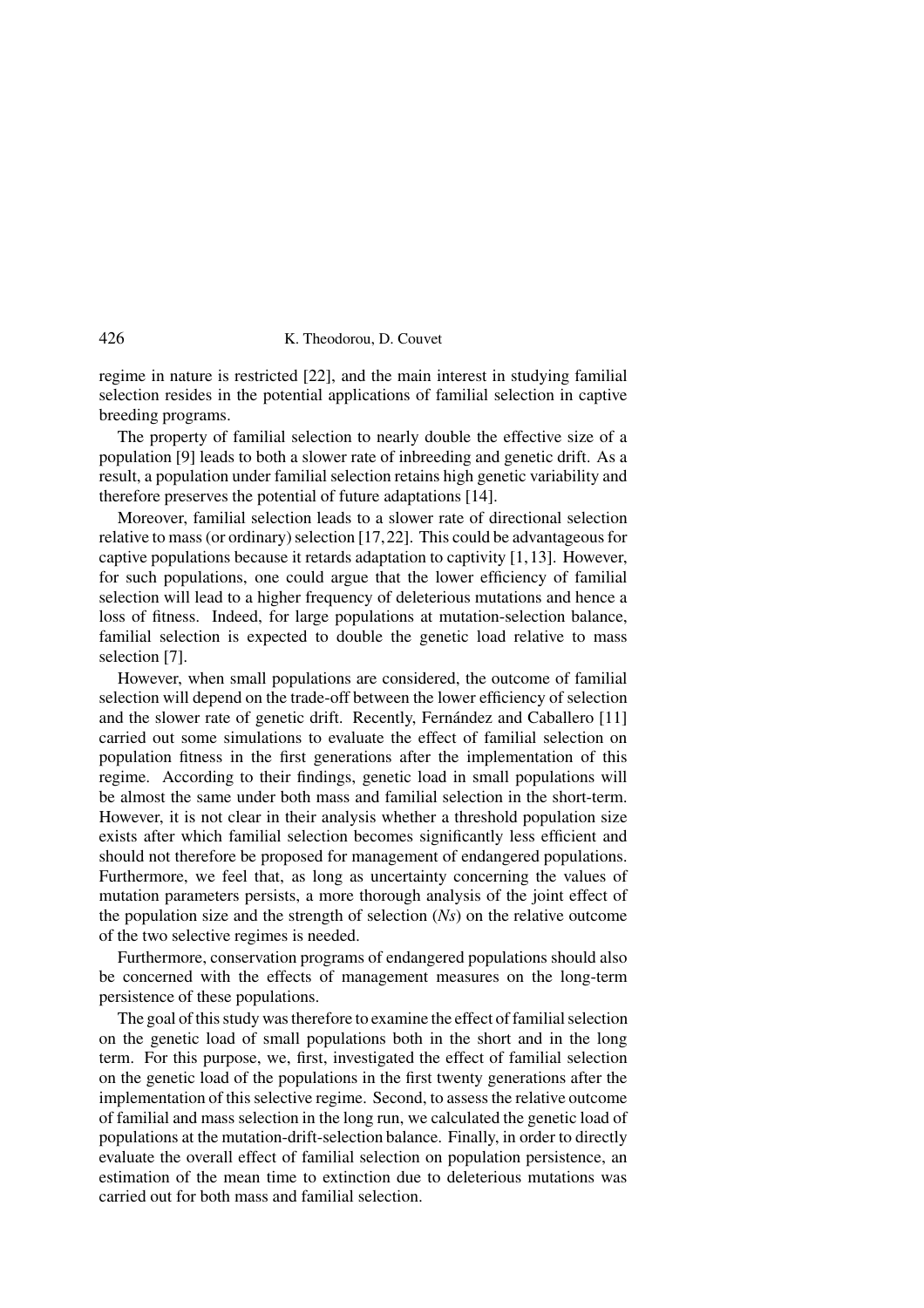regime in nature is restricted [22], and the main interest in studying familial selection resides in the potential applications of familial selection in captive breeding programs.

The property of familial selection to nearly double the effective size of a population [9] leads to both a slower rate of inbreeding and genetic drift. As a result, a population under familial selection retains high genetic variability and therefore preserves the potential of future adaptations [14].

Moreover, familial selection leads to a slower rate of directional selection relative to mass (or ordinary) selection [17, 22]. This could be advantageous for captive populations because it retards adaptation to captivity [1, 13]. However, for such populations, one could argue that the lower efficiency of familial selection will lead to a higher frequency of deleterious mutations and hence a loss of fitness. Indeed, for large populations at mutation-selection balance, familial selection is expected to double the genetic load relative to mass selection [7].

However, when small populations are considered, the outcome of familial selection will depend on the trade-off between the lower efficiency of selection and the slower rate of genetic drift. Recently, Fernández and Caballero [11] carried out some simulations to evaluate the effect of familial selection on population fitness in the first generations after the implementation of this regime. According to their findings, genetic load in small populations will be almost the same under both mass and familial selection in the short-term. However, it is not clear in their analysis whether a threshold population size exists after which familial selection becomes significantly less efficient and should not therefore be proposed for management of endangered populations. Furthermore, we feel that, as long as uncertainty concerning the values of mutation parameters persists, a more thorough analysis of the joint effect of the population size and the strength of selection (*Ns*) on the relative outcome of the two selective regimes is needed.

Furthermore, conservation programs of endangered populations should also be concerned with the effects of management measures on the long-term persistence of these populations.

The goal of this study was therefore to examine the effect of familial selection on the genetic load of small populations both in the short and in the long term. For this purpose, we, first, investigated the effect of familial selection on the genetic load of the populations in the first twenty generations after the implementation of this selective regime. Second, to assess the relative outcome of familial and mass selection in the long run, we calculated the genetic load of populations at the mutation-drift-selection balance. Finally, in order to directly evaluate the overall effect of familial selection on population persistence, an estimation of the mean time to extinction due to deleterious mutations was carried out for both mass and familial selection.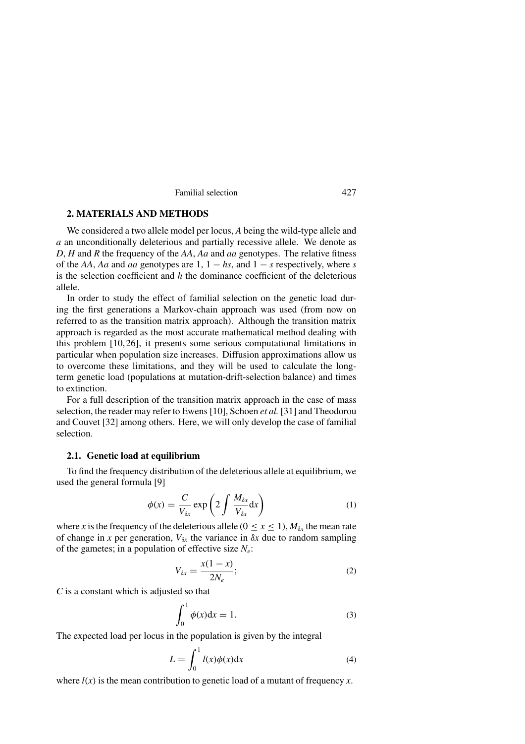## 2. MATERIALS AND METHODS

We considered a two allele model per locus, $A$ being the wild-type allele and $a$ an unconditionally deleterious and partially recessive allele. We denote as $D$, $H$ and $R$ the frequency of the $AA$, $Aa$ and $aa$ genotypes. The relative fitness of the $AA$, $Aa$ and $aa$ genotypes are 1, $1 - hs$, and $1 - s$ respectively, where $s$ is the selection coefficient and $h$ the dominance coefficient of the deleterious allele.

In order to study the effect of familial selection on the genetic load during the first generations a Markov-chain approach was used (from now on referred to as the transition matrix approach). Although the transition matrix approach is regarded as the most accurate mathematical method dealing with this problem [10, 26], it presents some serious computational limitations in particular when population size increases. Diffusion approximations allow us to overcome these limitations, and they will be used to calculate the long-term genetic load (populations at mutation-drift-selection balance) and times to extinction.

For a full description of the transition matrix approach in the case of mass selection, the reader may refer to Ewens [10], Schoen *et al.* [31] and Theodorou and Couvet [32] among others. Here, we will only develop the case of familial selection.

### 2.1. Genetic load at equilibrium

To find the frequency distribution of the deleterious allele at equilibrium, we used the general formula [9]

$$\phi(x) = \frac{C}{V_{\delta x}} \exp\left(2 \int \frac{M_{\delta x}}{V_{\delta x}} \mathrm{d}x\right) \tag{1}$$

where $x$ is the frequency of the deleterious allele ($0 \leq x \leq 1$), $M_{\delta x}$ the mean rate of change in $x$ per generation, $V_{\delta x}$ the variance in $\delta x$ due to random sampling of the gametes; in a population of effective size $N_e$:

$$V_{\delta x} = \frac{x(1-x)}{2N_e}; \tag{2}$$

$C$ is a constant which is adjusted so that

$$\int_0^1 \phi(x)\mathrm{d}x = 1. \tag{3}$$

The expected load per locus in the population is given by the integral

$$L = \int_0^1 l(x)\phi(x)\mathrm{d}x \tag{4}$$

where $l(x)$ is the mean contribution to genetic load of a mutant of frequency $x$.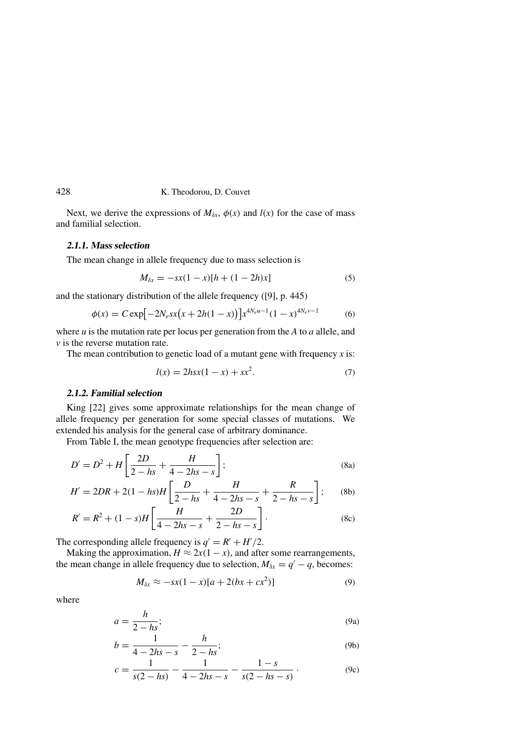Next, we derive the expressions of $M_{\delta x}$, $\phi(x)$ and $l(x)$ for the case of mass and familial selection.

### 2.1.1. Mass selection

The mean change in allele frequency due to mass selection is

$$M_{\delta x} = -sx(1-x)[h + (1-2h)x] \tag{5}$$

and the stationary distribution of the allele frequency ([9], p. 445)

$$\phi(x) = C\exp\left[-2N_e sx\left(x + 2h(1-x)\right)\right]x^{4N_e u-1}(1-x)^{4N_e v-1} \tag{6}$$

where $u$ is the mutation rate per locus per generation from the $A$ to $a$ allele, and $v$ is the reverse mutation rate.

The mean contribution to genetic load of a mutant gene with frequency $x$ is:

$$l(x) = 2hsx(1-x) + sx^2. \tag{7}$$

### 2.1.2. Familial selection

King [22] gives some approximate relationships for the mean change of allele frequency per generation for some special classes of mutations. We extended his analysis for the general case of arbitrary dominance.

From Table I, the mean genotype frequencies after selection are:

$$D' = D^2 + H\left[\frac{2D}{2-hs} + \frac{H}{4-2hs-s}\right]; \tag{8a}$$

$$H' = 2DR + 2(1-hs)H\left[\frac{D}{2-hs} + \frac{H}{4-2hs-s} + \frac{R}{2-hs-s}\right]; \tag{8b}$$

$$R' = R^2 + (1-s)H\left[\frac{H}{4-2hs-s} + \frac{2D}{2-hs-s}\right]. \tag{8c}$$

The corresponding allele frequency is $q' = R' + H'/2$.

Making the approximation, $H \approx 2x(1-x)$, and after some rearrangements, the mean change in allele frequency due to selection, $M_{\delta x} = q' - q$, becomes:

$$M_{\delta x} \approx -sx(1-x)[a + 2(bx + cx^2)] \tag{9}$$

where

$$a = \frac{h}{2-hs}; \tag{9a}$$

$$b = \frac{1}{4-2hs-s} - \frac{h}{2-hs}; \tag{9b}$$

$$c = \frac{1}{s(2-hs)} - \frac{1}{4-2hs-s} - \frac{1-s}{s(2-hs-s)}. \tag{9c}$$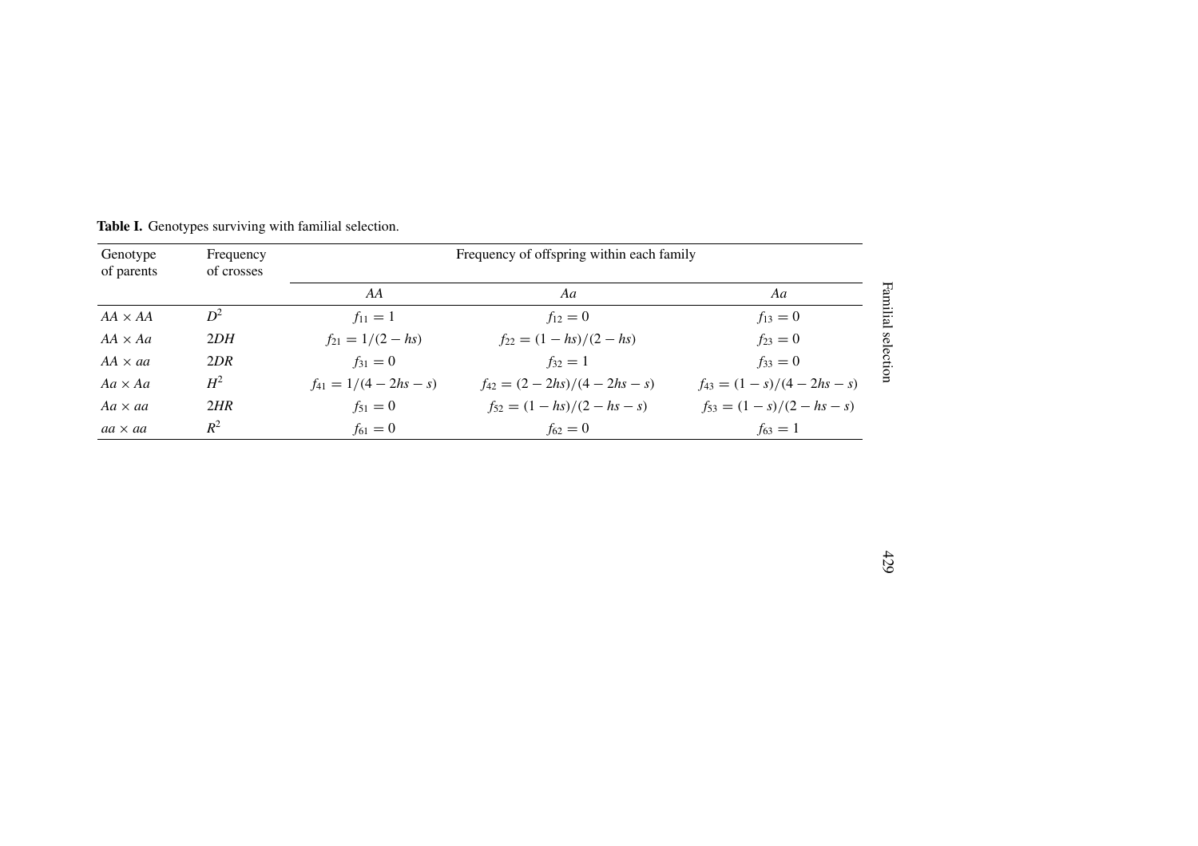**Table I.** Genotypes surviving with familial selection.

| Genotype of parents | Frequency of crosses | Frequency of offspring within each family | | |
|---|---|---|---|---|
| | | *AA* | *Aa* | *Aa* |
| $AA \times AA$ | $D^2$ | $f_{11} = 1$ | $f_{12} = 0$ | $f_{13} = 0$ |
| $AA \times Aa$ | $2DH$ | $f_{21} = 1/(2 - hs)$ | $f_{22} = (1 - hs)/(2 - hs)$ | $f_{23} = 0$ |
| $AA \times aa$ | $2DR$ | $f_{31} = 0$ | $f_{32} = 1$ | $f_{33} = 0$ |
| $Aa \times Aa$ | $H^2$ | $f_{41} = 1/(4 - 2hs - s)$ | $f_{42} = (2 - 2hs)/(4 - 2hs - s)$ | $f_{43} = (1 - s)/(4 - 2hs - s)$ |
| $Aa \times aa$ | $2HR$ | $f_{51} = 0$ | $f_{52} = (1 - hs)/(2 - hs - s)$ | $f_{53} = (1 - s)/(2 - hs - s)$ |
| $aa \times aa$ | $R^2$ | $f_{61} = 0$ | $f_{62} = 0$ | $f_{63} = 1$ |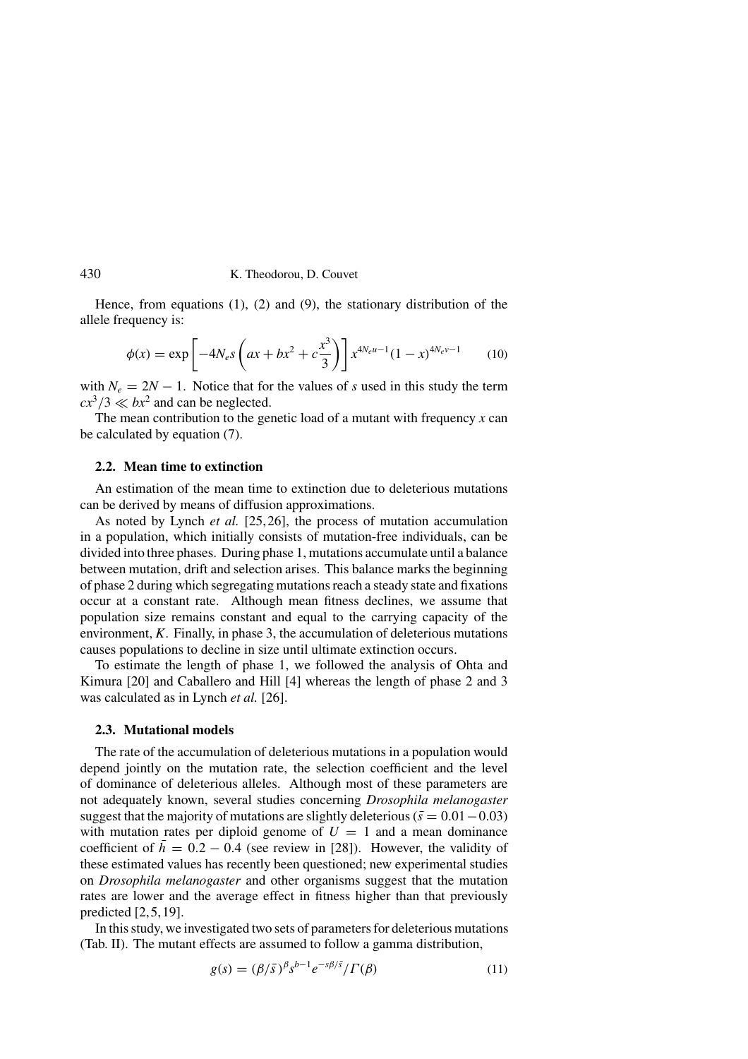Hence, from equations (1), (2) and (9), the stationary distribution of the allele frequency is:

$$\phi(x) = \exp\left[-4N_e s\left(ax + bx^2 + c\frac{x^3}{3}\right)\right] x^{4N_e u-1}(1-x)^{4N_e v-1} \qquad (10)$$

with $N_e = 2N - 1$. Notice that for the values of $s$ used in this study the term $cx^3/3 \ll bx^2$ and can be neglected.

The mean contribution to the genetic load of a mutant with frequency $x$ can be calculated by equation (7).

### 2.2. Mean time to extinction

An estimation of the mean time to extinction due to deleterious mutations can be derived by means of diffusion approximations.

As noted by Lynch *et al.* [25,26], the process of mutation accumulation in a population, which initially consists of mutation-free individuals, can be divided into three phases. During phase 1, mutations accumulate until a balance between mutation, drift and selection arises. This balance marks the beginning of phase 2 during which segregating mutations reach a steady state and fixations occur at a constant rate. Although mean fitness declines, we assume that population size remains constant and equal to the carrying capacity of the environment, $K$. Finally, in phase 3, the accumulation of deleterious mutations causes populations to decline in size until ultimate extinction occurs.

To estimate the length of phase 1, we followed the analysis of Ohta and Kimura [20] and Caballero and Hill [4] whereas the length of phase 2 and 3 was calculated as in Lynch *et al.* [26].

### 2.3. Mutational models

The rate of the accumulation of deleterious mutations in a population would depend jointly on the mutation rate, the selection coefficient and the level of dominance of deleterious alleles. Although most of these parameters are not adequately known, several studies concerning *Drosophila melanogaster* suggest that the majority of mutations are slightly deleterious ($\bar{s} = 0.01 - 0.03$) with mutation rates per diploid genome of $U = 1$ and a mean dominance coefficient of $\bar{h} = 0.2 - 0.4$ (see review in [28]). However, the validity of these estimated values has recently been questioned; new experimental studies on *Drosophila melanogaster* and other organisms suggest that the mutation rates are lower and the average effect in fitness higher than that previously predicted [2,5,19].

In this study, we investigated two sets of parameters for deleterious mutations (Tab. II). The mutant effects are assumed to follow a gamma distribution,

$$g(s) = (\beta/\bar{s})^{\beta} s^{b-1} e^{-s\beta/\bar{s}} / \Gamma(\beta) \qquad (11)$$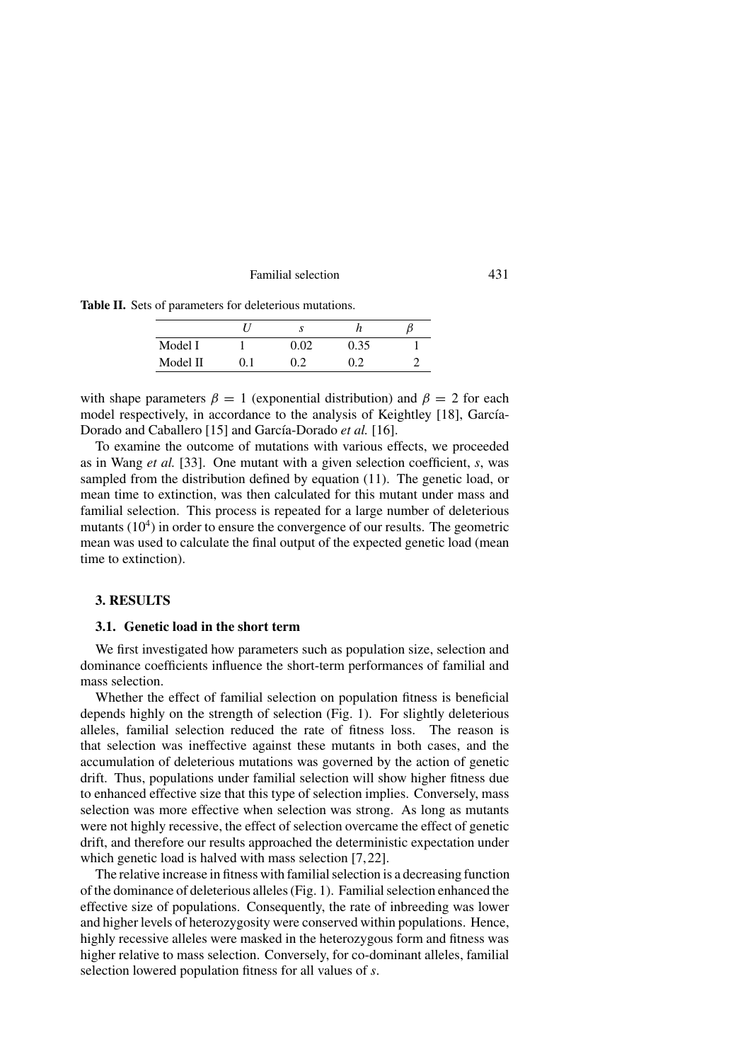**Table II.** Sets of parameters for deleterious mutations.

| | $U$ | $s$ | $h$ | $\beta$ |
|---|---|---|---|---|
| Model I | 1 | 0.02 | 0.35 | 1 |
| Model II | 0.1 | 0.2 | 0.2 | 2 |

with shape parameters $\beta = 1$ (exponential distribution) and $\beta = 2$ for each model respectively, in accordance to the analysis of Keightley [18], García-Dorado and Caballero [15] and García-Dorado *et al.* [16].

To examine the outcome of mutations with various effects, we proceeded as in Wang *et al.* [33]. One mutant with a given selection coefficient, $s$, was sampled from the distribution defined by equation (11). The genetic load, or mean time to extinction, was then calculated for this mutant under mass and familial selection. This process is repeated for a large number of deleterious mutants ($10^4$) in order to ensure the convergence of our results. The geometric mean was used to calculate the final output of the expected genetic load (mean time to extinction).

## 3. RESULTS

### 3.1. Genetic load in the short term

We first investigated how parameters such as population size, selection and dominance coefficients influence the short-term performances of familial and mass selection.

Whether the effect of familial selection on population fitness is beneficial depends highly on the strength of selection (Fig. 1). For slightly deleterious alleles, familial selection reduced the rate of fitness loss. The reason is that selection was ineffective against these mutants in both cases, and the accumulation of deleterious mutations was governed by the action of genetic drift. Thus, populations under familial selection will show higher fitness due to enhanced effective size that this type of selection implies. Conversely, mass selection was more effective when selection was strong. As long as mutants were not highly recessive, the effect of selection overcame the effect of genetic drift, and therefore our results approached the deterministic expectation under which genetic load is halved with mass selection [7,22].

The relative increase in fitness with familial selection is a decreasing function of the dominance of deleterious alleles (Fig. 1). Familial selection enhanced the effective size of populations. Consequently, the rate of inbreeding was lower and higher levels of heterozygosity were conserved within populations. Hence, highly recessive alleles were masked in the heterozygous form and fitness was higher relative to mass selection. Conversely, for co-dominant alleles, familial selection lowered population fitness for all values of $s$.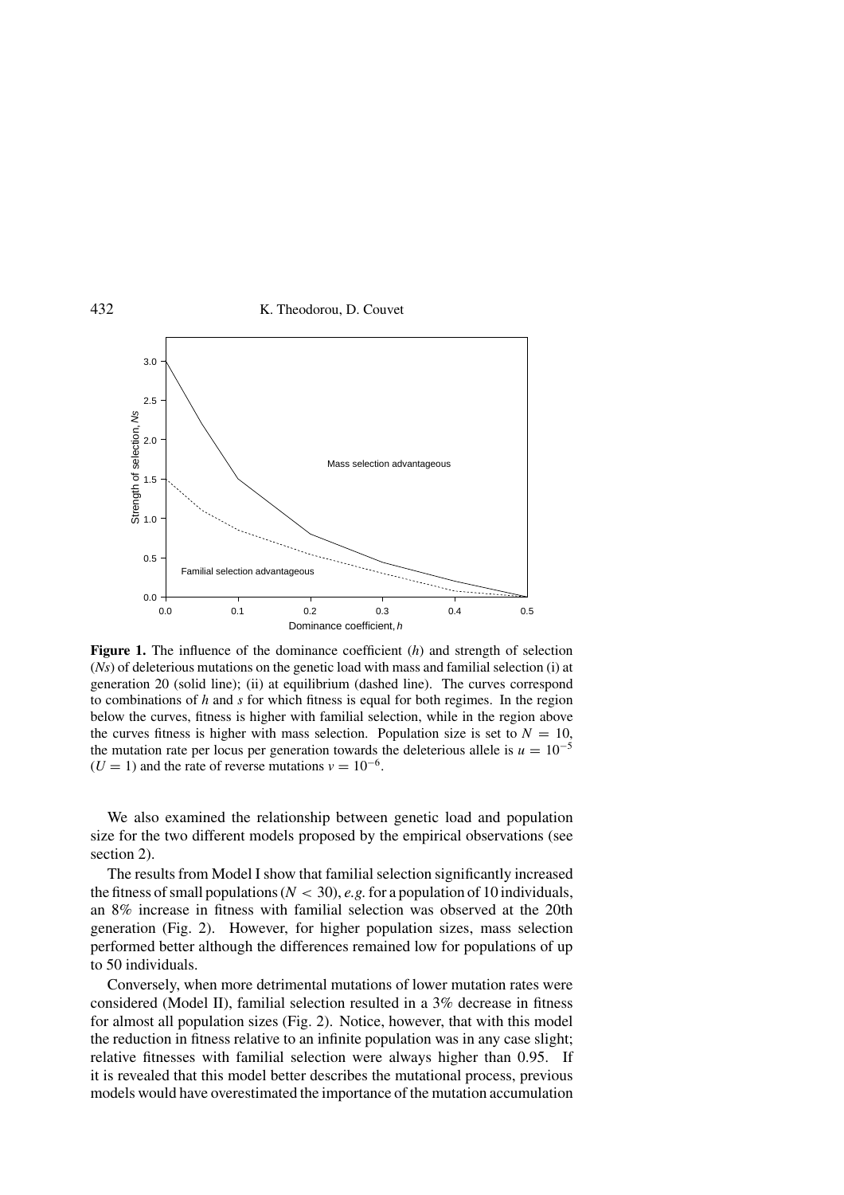**Figure 1.** The influence of the dominance coefficient ($h$) and strength of selection ($Ns$) of deleterious mutations on the genetic load with mass and familial selection (i) at generation 20 (solid line); (ii) at equilibrium (dashed line). The curves correspond to combinations of $h$ and $s$ for which fitness is equal for both regimes. In the region below the curves, fitness is higher with familial selection, while in the region above the curves fitness is higher with mass selection. Population size is set to $N = 10$, the mutation rate per locus per generation towards the deleterious allele is $u = 10^{-5}$ ($U = 1$) and the rate of reverse mutations $v = 10^{-6}$.

We also examined the relationship between genetic load and population size for the two different models proposed by the empirical observations (see section 2).

The results from Model I show that familial selection significantly increased the fitness of small populations ($N < 30$), *e.g.* for a population of 10 individuals, an 8% increase in fitness with familial selection was observed at the 20th generation (Fig. 2). However, for higher population sizes, mass selection performed better although the differences remained low for populations of up to 50 individuals.

Conversely, when more detrimental mutations of lower mutation rates were considered (Model II), familial selection resulted in a 3% decrease in fitness for almost all population sizes (Fig. 2). Notice, however, that with this model the reduction in fitness relative to an infinite population was in any case slight; relative fitnesses with familial selection were always higher than 0.95. If it is revealed that this model better describes the mutational process, previous models would have overestimated the importance of the mutation accumulation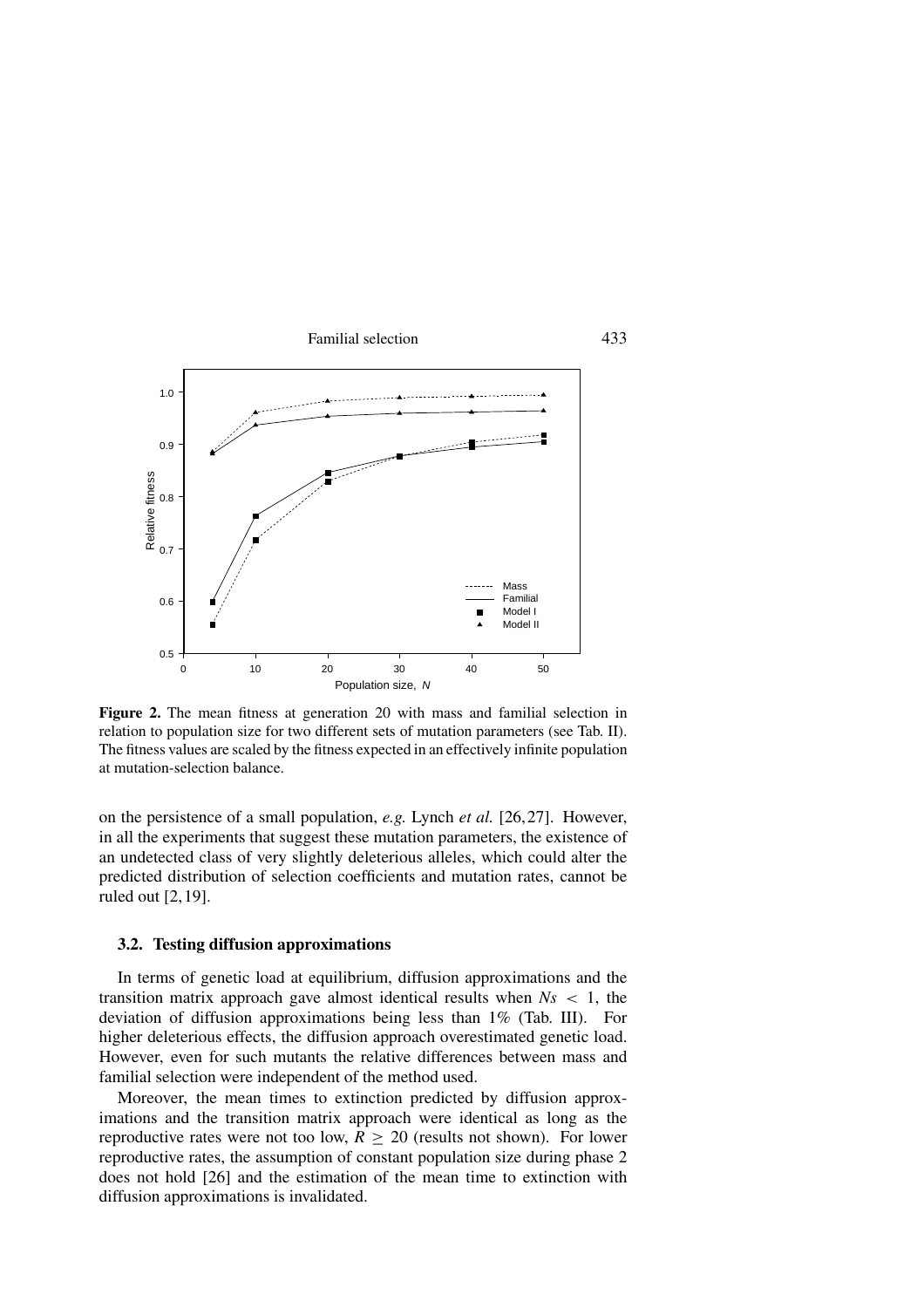**Figure 2.** The mean fitness at generation 20 with mass and familial selection in relation to population size for two different sets of mutation parameters (see Tab. II). The fitness values are scaled by the fitness expected in an effectively infinite population at mutation-selection balance.

on the persistence of a small population, *e.g.* Lynch *et al.* [26,27]. However, in all the experiments that suggest these mutation parameters, the existence of an undetected class of very slightly deleterious alleles, which could alter the predicted distribution of selection coefficients and mutation rates, cannot be ruled out [2,19].

### 3.2. Testing diffusion approximations

In terms of genetic load at equilibrium, diffusion approximations and the transition matrix approach gave almost identical results when $Ns < 1$, the deviation of diffusion approximations being less than 1% (Tab. III). For higher deleterious effects, the diffusion approach overestimated genetic load. However, even for such mutants the relative differences between mass and familial selection were independent of the method used.

Moreover, the mean times to extinction predicted by diffusion approximations and the transition matrix approach were identical as long as the reproductive rates were not too low, $R \geq 20$ (results not shown). For lower reproductive rates, the assumption of constant population size during phase 2 does not hold [26] and the estimation of the mean time to extinction with diffusion approximations is invalidated.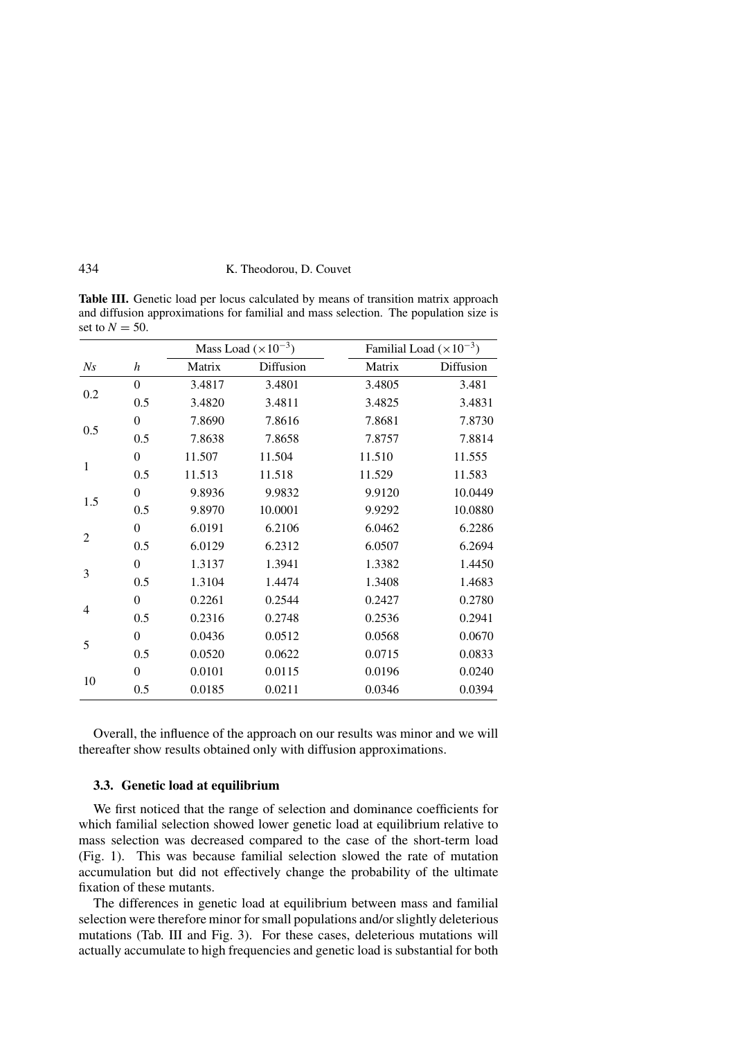**Table III.** Genetic load per locus calculated by means of transition matrix approach and diffusion approximations for familial and mass selection. The population size is set to $N = 50$.

| | | Mass Load ($\times 10^{-3}$) | | Familial Load ($\times 10^{-3}$) | |
|---|---|---|---|---|---|
| *Ns* | *h* | Matrix | Diffusion | Matrix | Diffusion |
| 0.2 | 0 | 3.4817 | 3.4801 | 3.4805 | 3.481 |
| | 0.5 | 3.4820 | 3.4811 | 3.4825 | 3.4831 |
| 0.5 | 0 | 7.8690 | 7.8616 | 7.8681 | 7.8730 |
| | 0.5 | 7.8638 | 7.8658 | 7.8757 | 7.8814 |
| 1 | 0 | 11.507 | 11.504 | 11.510 | 11.555 |
| | 0.5 | 11.513 | 11.518 | 11.529 | 11.583 |
| 1.5 | 0 | 9.8936 | 9.9832 | 9.9120 | 10.0449 |
| | 0.5 | 9.8970 | 10.0001 | 9.9292 | 10.0880 |
| 2 | 0 | 6.0191 | 6.2106 | 6.0462 | 6.2286 |
| | 0.5 | 6.0129 | 6.2312 | 6.0507 | 6.2694 |
| 3 | 0 | 1.3137 | 1.3941 | 1.3382 | 1.4450 |
| | 0.5 | 1.3104 | 1.4474 | 1.3408 | 1.4683 |
| 4 | 0 | 0.2261 | 0.2544 | 0.2427 | 0.2780 |
| | 0.5 | 0.2316 | 0.2748 | 0.2536 | 0.2941 |
| 5 | 0 | 0.0436 | 0.0512 | 0.0568 | 0.0670 |
| | 0.5 | 0.0520 | 0.0622 | 0.0715 | 0.0833 |
| 10 | 0 | 0.0101 | 0.0115 | 0.0196 | 0.0240 |
| | 0.5 | 0.0185 | 0.0211 | 0.0346 | 0.0394 |

Overall, the influence of the approach on our results was minor and we will thereafter show results obtained only with diffusion approximations.

### 3.3. Genetic load at equilibrium

We first noticed that the range of selection and dominance coefficients for which familial selection showed lower genetic load at equilibrium relative to mass selection was decreased compared to the case of the short-term load (Fig. 1). This was because familial selection slowed the rate of mutation accumulation but did not effectively change the probability of the ultimate fixation of these mutants.

The differences in genetic load at equilibrium between mass and familial selection were therefore minor for small populations and/or slightly deleterious mutations (Tab. III and Fig. 3). For these cases, deleterious mutations will actually accumulate to high frequencies and genetic load is substantial for both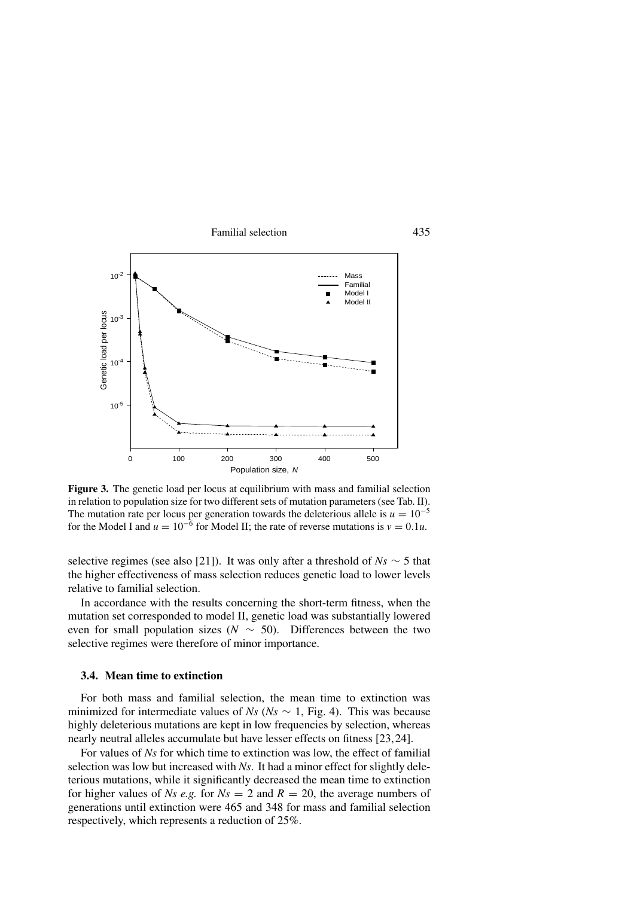**Figure 3.** The genetic load per locus at equilibrium with mass and familial selection in relation to population size for two different sets of mutation parameters (see Tab. II). The mutation rate per locus per generation towards the deleterious allele is $u = 10^{-5}$ for the Model I and $u = 10^{-6}$ for Model II; the rate of reverse mutations is $v = 0.1u$.

selective regimes (see also [21]). It was only after a threshold of $Ns \sim 5$ that the higher effectiveness of mass selection reduces genetic load to lower levels relative to familial selection.

In accordance with the results concerning the short-term fitness, when the mutation set corresponded to model II, genetic load was substantially lowered even for small population sizes ($N \sim 50$). Differences between the two selective regimes were therefore of minor importance.

### 3.4. Mean time to extinction

For both mass and familial selection, the mean time to extinction was minimized for intermediate values of $Ns$ ($Ns \sim 1$, Fig. 4). This was because highly deleterious mutations are kept in low frequencies by selection, whereas nearly neutral alleles accumulate but have lesser effects on fitness [23,24].

For values of $Ns$ for which time to extinction was low, the effect of familial selection was low but increased with $Ns$. It had a minor effect for slightly deleterious mutations, while it significantly decreased the mean time to extinction for higher values of $Ns$ *e.g.* for $Ns = 2$ and $R = 20$, the average numbers of generations until extinction were 465 and 348 for mass and familial selection respectively, which represents a reduction of 25%.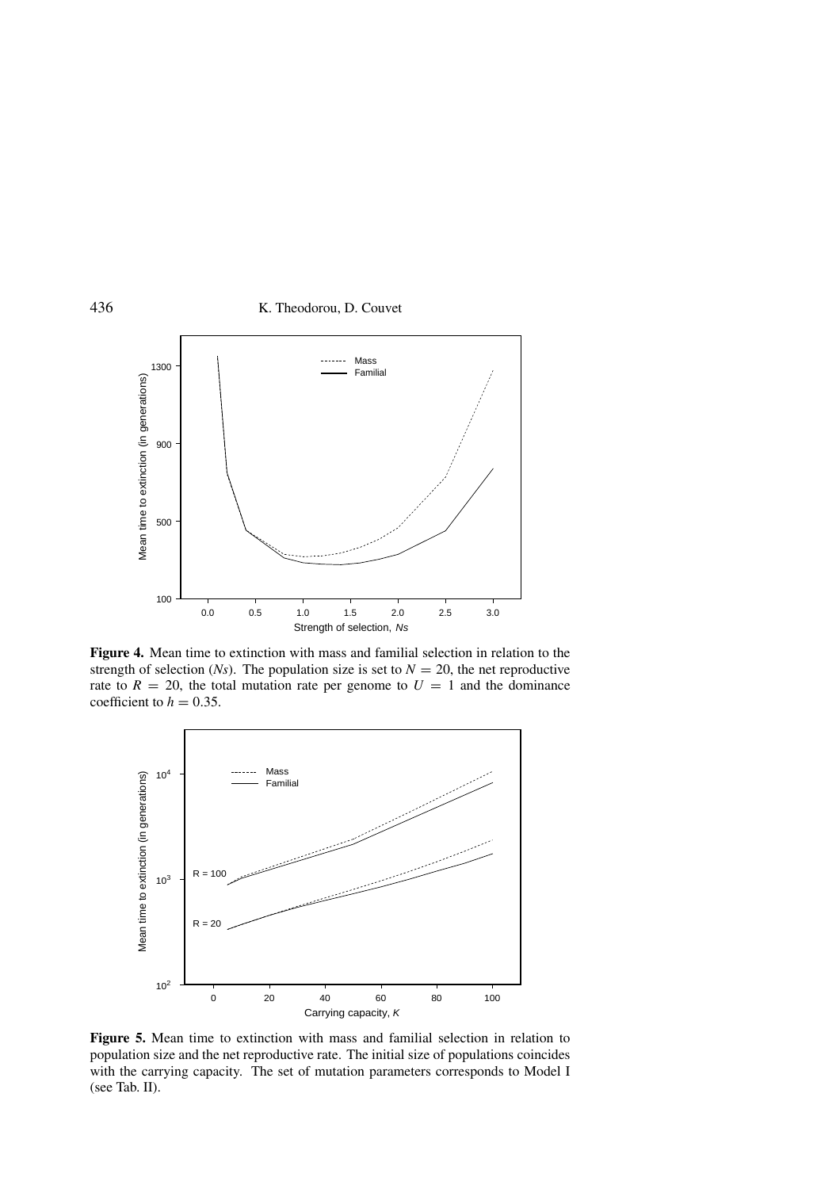**Figure 4.** Mean time to extinction with mass and familial selection in relation to the strength of selection (*Ns*). The population size is set to $N = 20$, the net reproductive rate to $R = 20$, the total mutation rate per genome to $U = 1$ and the dominance coefficient to $h = 0.35$.

**Figure 5.** Mean time to extinction with mass and familial selection in relation to population size and the net reproductive rate. The initial size of populations coincides with the carrying capacity. The set of mutation parameters corresponds to Model I (see Tab. II).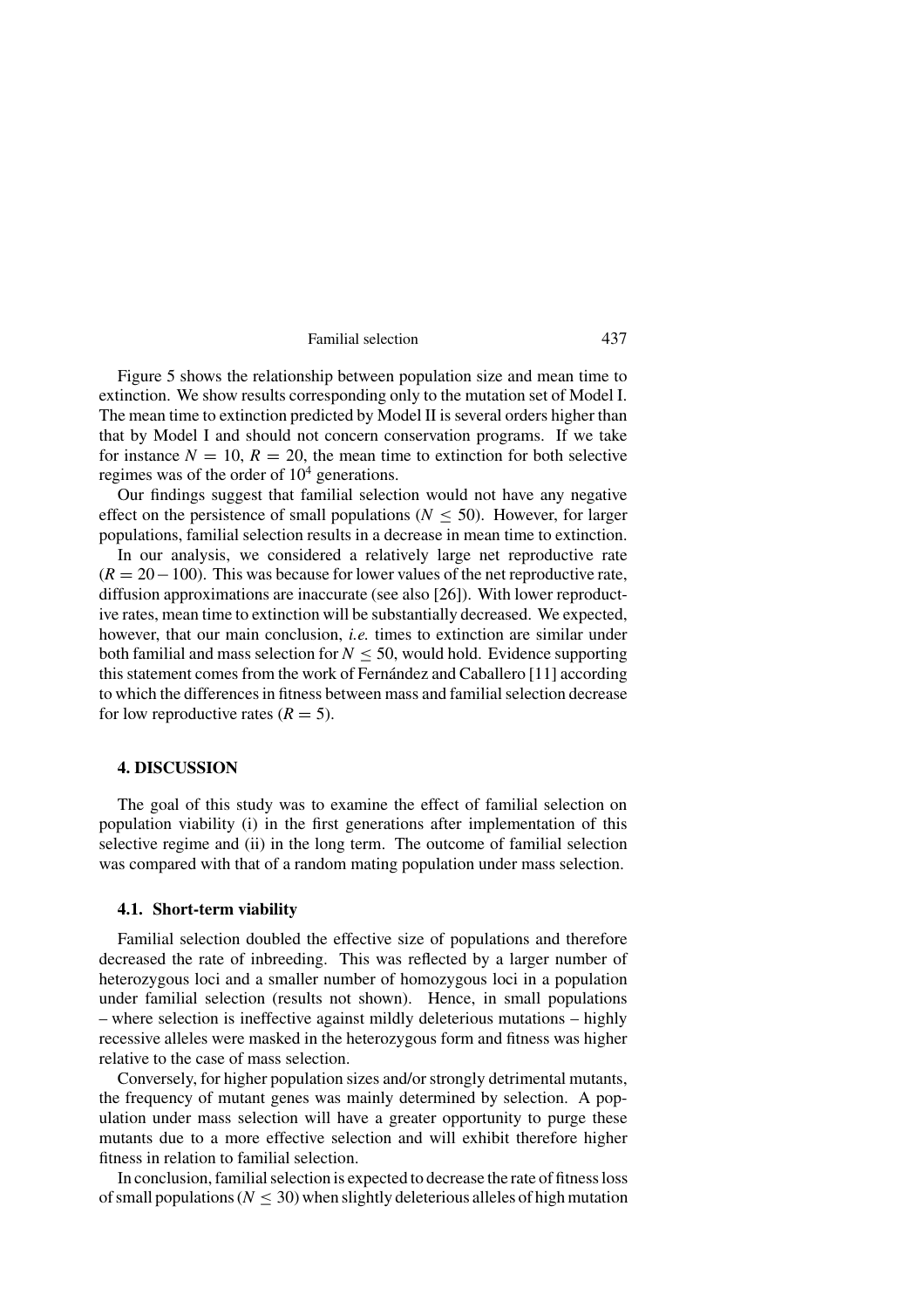Figure 5 shows the relationship between population size and mean time to extinction. We show results corresponding only to the mutation set of Model I. The mean time to extinction predicted by Model II is several orders higher than that by Model I and should not concern conservation programs. If we take for instance $N = 10$, $R = 20$, the mean time to extinction for both selective regimes was of the order of $10^4$ generations.

Our findings suggest that familial selection would not have any negative effect on the persistence of small populations ($N \leq 50$). However, for larger populations, familial selection results in a decrease in mean time to extinction.

In our analysis, we considered a relatively large net reproductive rate ($R = 20 - 100$). This was because for lower values of the net reproductive rate, diffusion approximations are inaccurate (see also [26]). With lower reproductive rates, mean time to extinction will be substantially decreased. We expected, however, that our main conclusion, *i.e.* times to extinction are similar under both familial and mass selection for $N \leq 50$, would hold. Evidence supporting this statement comes from the work of Fernández and Caballero [11] according to which the differences in fitness between mass and familial selection decrease for low reproductive rates ($R = 5$).

## 4. DISCUSSION

The goal of this study was to examine the effect of familial selection on population viability (i) in the first generations after implementation of this selective regime and (ii) in the long term. The outcome of familial selection was compared with that of a random mating population under mass selection.

### 4.1. Short-term viability

Familial selection doubled the effective size of populations and therefore decreased the rate of inbreeding. This was reflected by a larger number of heterozygous loci and a smaller number of homozygous loci in a population under familial selection (results not shown). Hence, in small populations – where selection is ineffective against mildly deleterious mutations – highly recessive alleles were masked in the heterozygous form and fitness was higher relative to the case of mass selection.

Conversely, for higher population sizes and/or strongly detrimental mutants, the frequency of mutant genes was mainly determined by selection. A population under mass selection will have a greater opportunity to purge these mutants due to a more effective selection and will exhibit therefore higher fitness in relation to familial selection.

In conclusion, familial selection is expected to decrease the rate of fitness loss of small populations ($N \leq 30$) when slightly deleterious alleles of high mutation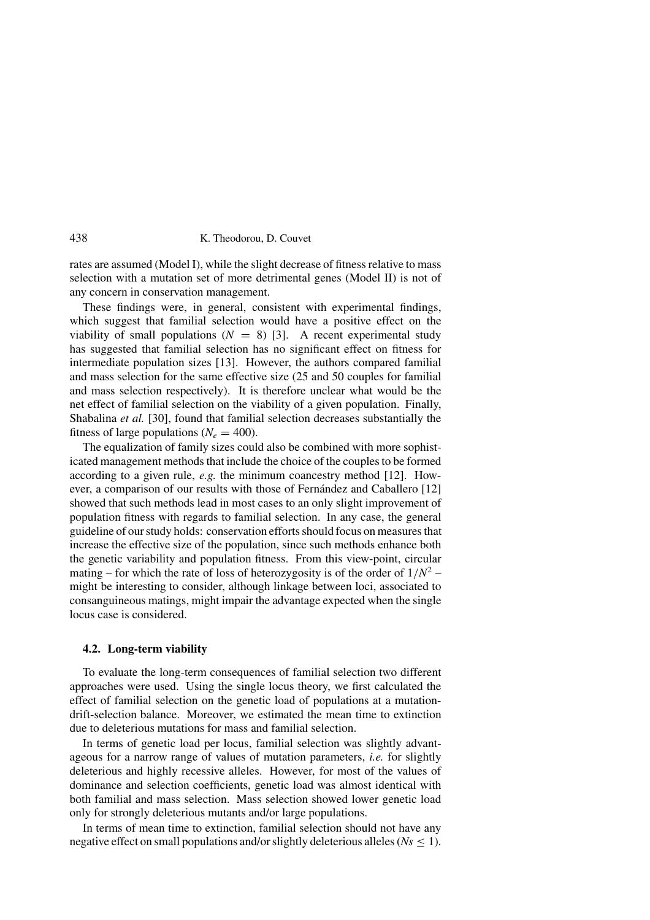rates are assumed (Model I), while the slight decrease of fitness relative to mass selection with a mutation set of more detrimental genes (Model II) is not of any concern in conservation management.

These findings were, in general, consistent with experimental findings, which suggest that familial selection would have a positive effect on the viability of small populations ($N = 8$) [3]. A recent experimental study has suggested that familial selection has no significant effect on fitness for intermediate population sizes [13]. However, the authors compared familial and mass selection for the same effective size (25 and 50 couples for familial and mass selection respectively). It is therefore unclear what would be the net effect of familial selection on the viability of a given population. Finally, Shabalina *et al.* [30], found that familial selection decreases substantially the fitness of large populations ($N_e = 400$).

The equalization of family sizes could also be combined with more sophisticated management methods that include the choice of the couples to be formed according to a given rule, *e.g.* the minimum coancestry method [12]. However, a comparison of our results with those of Fernández and Caballero [12] showed that such methods lead in most cases to an only slight improvement of population fitness with regards to familial selection. In any case, the general guideline of our study holds: conservation efforts should focus on measures that increase the effective size of the population, since such methods enhance both the genetic variability and population fitness. From this view-point, circular mating – for which the rate of loss of heterozygosity is of the order of $1/N^2$ – might be interesting to consider, although linkage between loci, associated to consanguineous matings, might impair the advantage expected when the single locus case is considered.

### 4.2. Long-term viability

To evaluate the long-term consequences of familial selection two different approaches were used. Using the single locus theory, we first calculated the effect of familial selection on the genetic load of populations at a mutation-drift-selection balance. Moreover, we estimated the mean time to extinction due to deleterious mutations for mass and familial selection.

In terms of genetic load per locus, familial selection was slightly advantageous for a narrow range of values of mutation parameters, *i.e.* for slightly deleterious and highly recessive alleles. However, for most of the values of dominance and selection coefficients, genetic load was almost identical with both familial and mass selection. Mass selection showed lower genetic load only for strongly deleterious mutants and/or large populations.

In terms of mean time to extinction, familial selection should not have any negative effect on small populations and/or slightly deleterious alleles ($Ns \leq 1$).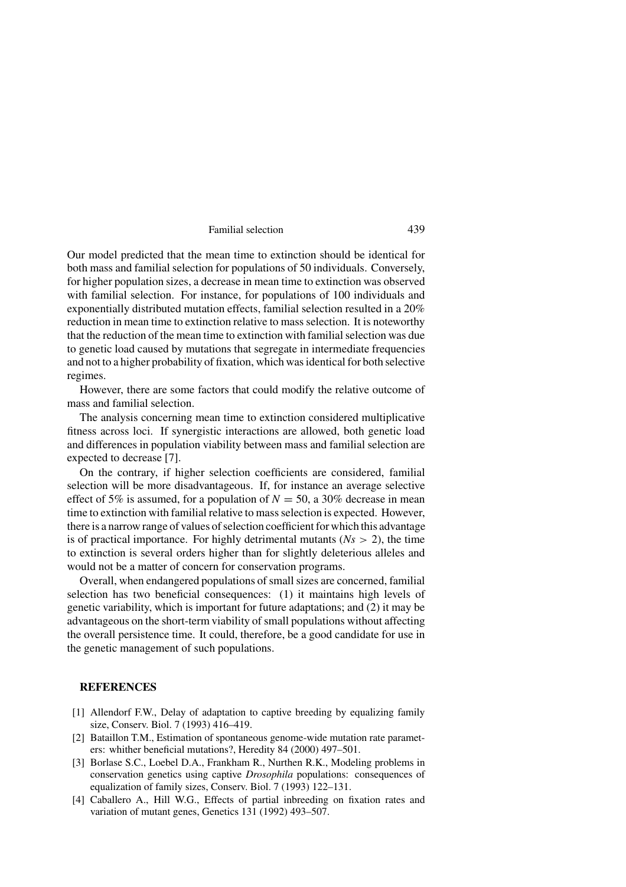Our model predicted that the mean time to extinction should be identical for both mass and familial selection for populations of 50 individuals. Conversely, for higher population sizes, a decrease in mean time to extinction was observed with familial selection. For instance, for populations of 100 individuals and exponentially distributed mutation effects, familial selection resulted in a 20% reduction in mean time to extinction relative to mass selection. It is noteworthy that the reduction of the mean time to extinction with familial selection was due to genetic load caused by mutations that segregate in intermediate frequencies and not to a higher probability of fixation, which was identical for both selective regimes.

However, there are some factors that could modify the relative outcome of mass and familial selection.

The analysis concerning mean time to extinction considered multiplicative fitness across loci. If synergistic interactions are allowed, both genetic load and differences in population viability between mass and familial selection are expected to decrease [7].

On the contrary, if higher selection coefficients are considered, familial selection will be more disadvantageous. If, for instance an average selective effect of 5% is assumed, for a population of $N = 50$, a 30% decrease in mean time to extinction with familial relative to mass selection is expected. However, there is a narrow range of values of selection coefficient for which this advantage is of practical importance. For highly detrimental mutants ($Ns > 2$), the time to extinction is several orders higher than for slightly deleterious alleles and would not be a matter of concern for conservation programs.

Overall, when endangered populations of small sizes are concerned, familial selection has two beneficial consequences: (1) it maintains high levels of genetic variability, which is important for future adaptations; and (2) it may be advantageous on the short-term viability of small populations without affecting the overall persistence time. It could, therefore, be a good candidate for use in the genetic management of such populations.

## REFERENCES

[1] Allendorf F.W., Delay of adaptation to captive breeding by equalizing family size, Conserv. Biol. 7 (1993) 416–419.

[2] Bataillon T.M., Estimation of spontaneous genome-wide mutation rate parameters: whither beneficial mutations?, Heredity 84 (2000) 497–501.

[3] Borlase S.C., Loebel D.A., Frankham R., Nurthen R.K., Modeling problems in conservation genetics using captive *Drosophila* populations: consequences of equalization of family sizes, Conserv. Biol. 7 (1993) 122–131.

[4] Caballero A., Hill W.G., Effects of partial inbreeding on fixation rates and variation of mutant genes, Genetics 131 (1992) 493–507.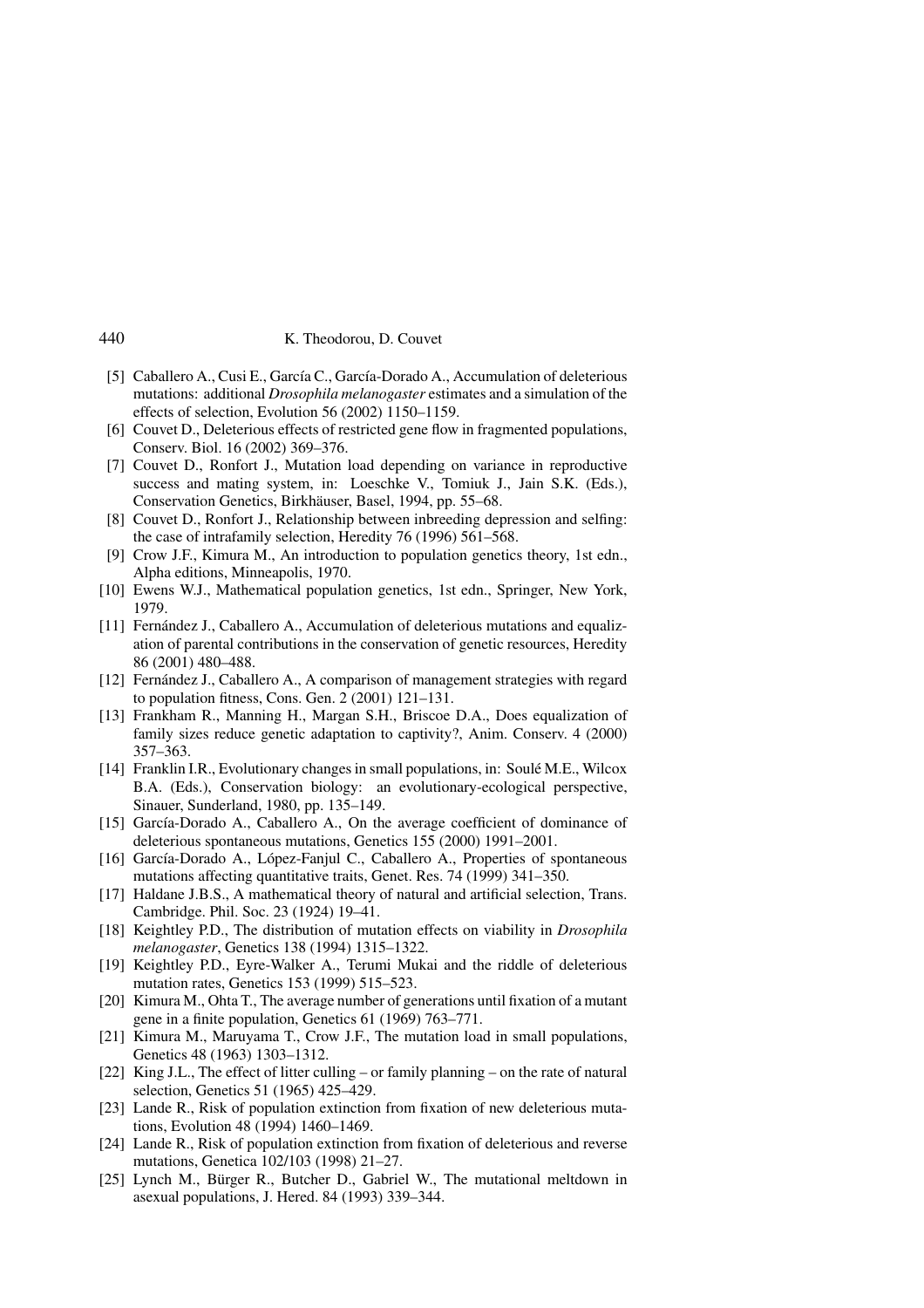[5] Caballero A., Cusi E., García C., García-Dorado A., Accumulation of deleterious mutations: additional *Drosophila melanogaster* estimates and a simulation of the effects of selection, Evolution 56 (2002) 1150–1159.

[6] Couvet D., Deleterious effects of restricted gene flow in fragmented populations, Conserv. Biol. 16 (2002) 369–376.

[7] Couvet D., Ronfort J., Mutation load depending on variance in reproductive success and mating system, in: Loeschke V., Tomiuk J., Jain S.K. (Eds.), Conservation Genetics, Birkhäuser, Basel, 1994, pp. 55–68.

[8] Couvet D., Ronfort J., Relationship between inbreeding depression and selfing: the case of intrafamily selection, Heredity 76 (1996) 561–568.

[9] Crow J.F., Kimura M., An introduction to population genetics theory, 1st edn., Alpha editions, Minneapolis, 1970.

[10] Ewens W.J., Mathematical population genetics, 1st edn., Springer, New York, 1979.

[11] Fernández J., Caballero A., Accumulation of deleterious mutations and equalization of parental contributions in the conservation of genetic resources, Heredity 86 (2001) 480–488.

[12] Fernández J., Caballero A., A comparison of management strategies with regard to population fitness, Cons. Gen. 2 (2001) 121–131.

[13] Frankham R., Manning H., Margan S.H., Briscoe D.A., Does equalization of family sizes reduce genetic adaptation to captivity?, Anim. Conserv. 4 (2000) 357–363.

[14] Franklin I.R., Evolutionary changes in small populations, in: Soulé M.E., Wilcox B.A. (Eds.), Conservation biology: an evolutionary-ecological perspective, Sinauer, Sunderland, 1980, pp. 135–149.

[15] García-Dorado A., Caballero A., On the average coefficient of dominance of deleterious spontaneous mutations, Genetics 155 (2000) 1991–2001.

[16] García-Dorado A., López-Fanjul C., Caballero A., Properties of spontaneous mutations affecting quantitative traits, Genet. Res. 74 (1999) 341–350.

[17] Haldane J.B.S., A mathematical theory of natural and artificial selection, Trans. Cambridge. Phil. Soc. 23 (1924) 19–41.

[18] Keightley P.D., The distribution of mutation effects on viability in *Drosophila melanogaster*, Genetics 138 (1994) 1315–1322.

[19] Keightley P.D., Eyre-Walker A., Terumi Mukai and the riddle of deleterious mutation rates, Genetics 153 (1999) 515–523.

[20] Kimura M., Ohta T., The average number of generations until fixation of a mutant gene in a finite population, Genetics 61 (1969) 763–771.

[21] Kimura M., Maruyama T., Crow J.F., The mutation load in small populations, Genetics 48 (1963) 1303–1312.

[22] King J.L., The effect of litter culling – or family planning – on the rate of natural selection, Genetics 51 (1965) 425–429.

[23] Lande R., Risk of population extinction from fixation of new deleterious mutations, Evolution 48 (1994) 1460–1469.

[24] Lande R., Risk of population extinction from fixation of deleterious and reverse mutations, Genetica 102/103 (1998) 21–27.

[25] Lynch M., Bürger R., Butcher D., Gabriel W., The mutational meltdown in asexual populations, J. Hered. 84 (1993) 339–344.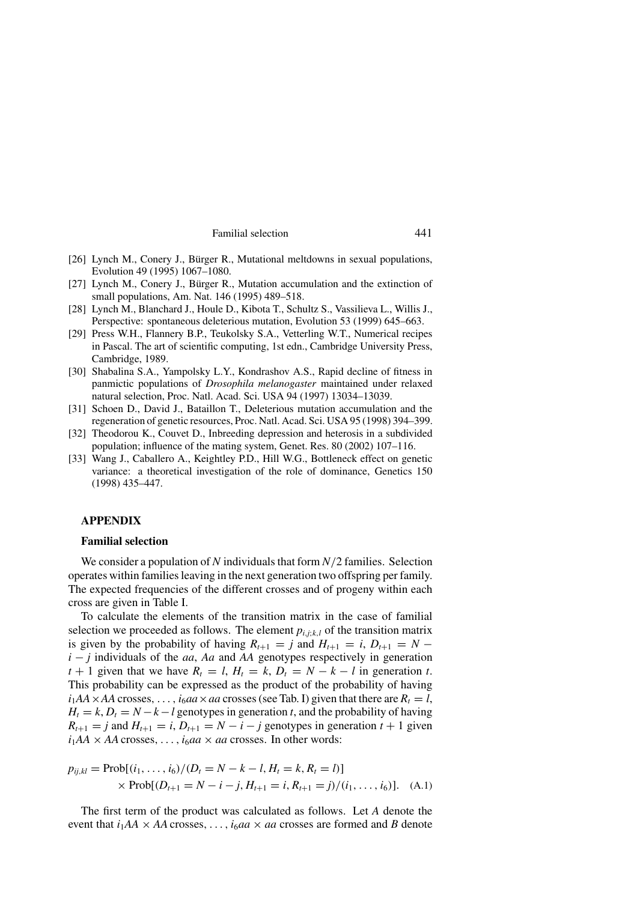[26] Lynch M., Conery J., Bürger R., Mutational meltdowns in sexual populations, Evolution 49 (1995) 1067–1080.

[27] Lynch M., Conery J., Bürger R., Mutation accumulation and the extinction of small populations, Am. Nat. 146 (1995) 489–518.

[28] Lynch M., Blanchard J., Houle D., Kibota T., Schultz S., Vassilieva L., Willis J., Perspective: spontaneous deleterious mutation, Evolution 53 (1999) 645–663.

[29] Press W.H., Flannery B.P., Teukolsky S.A., Vetterling W.T., Numerical recipes in Pascal. The art of scientific computing, 1st edn., Cambridge University Press, Cambridge, 1989.

[30] Shabalina S.A., Yampolsky L.Y., Kondrashov A.S., Rapid decline of fitness in panmictic populations of *Drosophila melanogaster* maintained under relaxed natural selection, Proc. Natl. Acad. Sci. USA 94 (1997) 13034–13039.

[31] Schoen D., David J., Bataillon T., Deleterious mutation accumulation and the regeneration of genetic resources, Proc. Natl. Acad. Sci. USA 95 (1998) 394–399.

[32] Theodorou K., Couvet D., Inbreeding depression and heterosis in a subdivided population; influence of the mating system, Genet. Res. 80 (2002) 107–116.

[33] Wang J., Caballero A., Keightley P.D., Hill W.G., Bottleneck effect on genetic variance: a theoretical investigation of the role of dominance, Genetics 150 (1998) 435–447.

## APPENDIX

### Familial selection

We consider a population of $N$ individuals that form $N/2$ families. Selection operates within families leaving in the next generation two offspring per family. The expected frequencies of the different crosses and of progeny within each cross are given in Table I.

To calculate the elements of the transition matrix in the case of familial selection we proceeded as follows. The element $p_{i,j;k,l}$ of the transition matrix is given by the probability of having $R_{t+1} = j$ and $H_{t+1} = i$, $D_{t+1} = N - i - j$ individuals of the *aa*, *Aa* and *AA* genotypes respectively in generation $t + 1$ given that we have $R_t = l$, $H_t = k$, $D_t = N - k - l$ in generation $t$. This probability can be expressed as the product of the probability of having $i_1 AA \times AA$ crosses, $\ldots$, $i_6 aa \times aa$ crosses (see Tab. I) given that there are $R_t = l$, $H_t = k$, $D_t = N - k - l$ genotypes in generation $t$, and the probability of having $R_{t+1} = j$ and $H_{t+1} = i$, $D_{t+1} = N - i - j$ genotypes in generation $t + 1$ given $i_1 AA \times AA$ crosses, $\ldots$, $i_6 aa \times aa$ crosses. In other words:

$$p_{ij,kl} = \text{Prob}[(i_1, \ldots, i_6)/(D_t = N - k - l, H_t = k, R_t = l)] \\ \times \text{Prob}[(D_{t+1} = N - i - j, H_{t+1} = i, R_{t+1} = j)/(i_1, \ldots, i_6)]. \quad \text{(A.1)}$$

The first term of the product was calculated as follows. Let $A$ denote the event that $i_1 AA \times AA$ crosses, $\ldots$, $i_6 aa \times aa$ crosses are formed and $B$ denote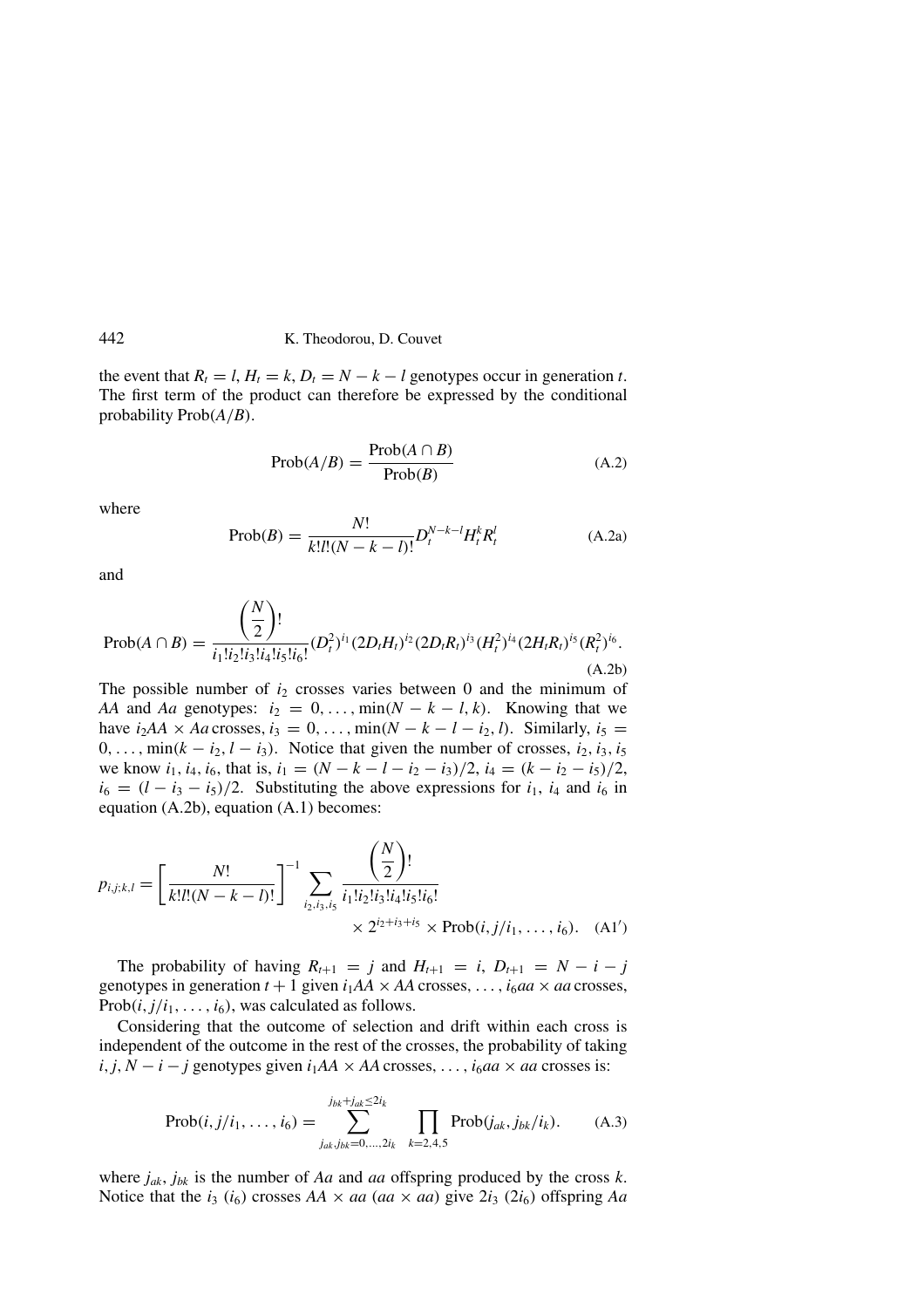the event that $R_t = l$, $H_t = k$, $D_t = N - k - l$ genotypes occur in generation $t$. The first term of the product can therefore be expressed by the conditional probability $\text{Prob}(A/B)$.

$$\text{Prob}(A/B) = \frac{\text{Prob}(A \cap B)}{\text{Prob}(B)} \tag{A.2}$$

where

$$\text{Prob}(B) = \frac{N!}{k!l!(N-k-l)!} D_t^{N-k-l} H_t^k R_t^l \tag{A.2a}$$

and

$$\text{Prob}(A \cap B) = \frac{\left(\dfrac{N}{2}\right)!}{i_1!i_2!i_3!i_4!i_5!i_6!} (D_t^2)^{i_1} (2D_tH_t)^{i_2} (2D_tR_t)^{i_3} (H_t^2)^{i_4} (2H_tR_t)^{i_5} (R_t^2)^{i_6}. \tag{A.2b}$$

The possible number of $i_2$ crosses varies between 0 and the minimum of *AA* and *Aa* genotypes: $i_2 = 0, \ldots, \min(N - k - l, k)$. Knowing that we have $i_2 AA \times Aa$ crosses, $i_3 = 0, \ldots, \min(N - k - l - i_2, l)$. Similarly, $i_5 = 0, \ldots, \min(k - i_2, l - i_3)$. Notice that given the number of crosses, $i_2, i_3, i_5$ we know $i_1, i_4, i_6$, that is, $i_1 = (N - k - l - i_2 - i_3)/2$, $i_4 = (k - i_2 - i_5)/2$, $i_6 = (l - i_3 - i_5)/2$. Substituting the above expressions for $i_1$, $i_4$ and $i_6$ in equation (A.2b), equation (A.1) becomes:

$$p_{i,j;k,l} = \left[\frac{N!}{k!l!(N-k-l)!}\right]^{-1} \sum_{i_2,i_3,i_5} \frac{\left(\dfrac{N}{2}\right)!}{i_1!i_2!i_3!i_4!i_5!i_6!} \times 2^{i_2+i_3+i_5} \times \text{Prob}(i, j/i_1, \ldots, i_6). \tag{A1$'$}$$

The probability of having $R_{t+1} = j$ and $H_{t+1} = i$, $D_{t+1} = N - i - j$ genotypes in generation $t + 1$ given $i_1 AA \times AA$ crosses, $\ldots$, $i_6 aa \times aa$ crosses, $\text{Prob}(i, j/i_1, \ldots, i_6)$, was calculated as follows.

Considering that the outcome of selection and drift within each cross is independent of the outcome in the rest of the crosses, the probability of taking $i, j, N - i - j$ genotypes given $i_1 AA \times AA$ crosses, $\ldots$, $i_6 aa \times aa$ crosses is:

$$\text{Prob}(i, j/i_1, \ldots, i_6) = \sum_{j_{ak}, j_{bk}=0,\ldots,2i_k}^{j_{bk}+j_{ak} \leq 2i_k} \prod_{k=2,4,5} \text{Prob}(j_{ak}, j_{bk}/i_k). \tag{A.3}$$

where $j_{ak}$, $j_{bk}$ is the number of *Aa* and *aa* offspring produced by the cross $k$. Notice that the $i_3$ ($i_6$) crosses $AA \times aa$ ($aa \times aa$) give $2i_3$ ($2i_6$) offspring *Aa*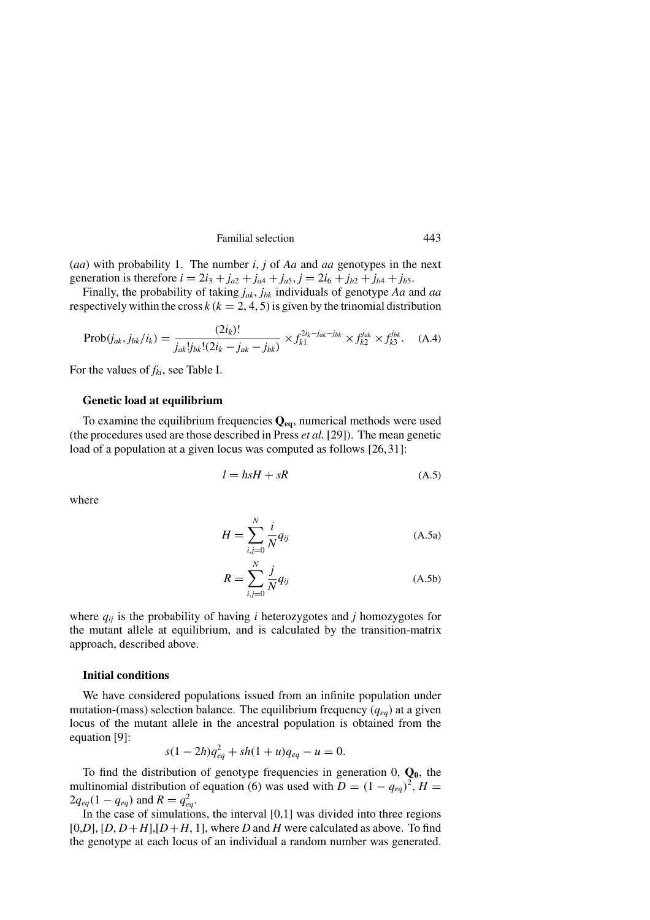($aa$) with probability 1. The number $i$, $j$ of $Aa$ and $aa$ genotypes in the next generation is therefore $i = 2i_3 + j_{a2} + j_{a4} + j_{a5}$, $j = 2i_6 + j_{b2} + j_{b4} + j_{b5}$.

Finally, the probability of taking $j_{ak}$, $j_{bk}$ individuals of genotype $Aa$ and $aa$ respectively within the cross $k$ ($k = 2, 4, 5$) is given by the trinomial distribution

$$\text{Prob}(j_{ak}, j_{bk}/i_k) = \frac{(2i_k)!}{j_{ak}!j_{bk}!(2i_k - j_{ak} - j_{bk})} \times f_{k1}^{2i_k - j_{ak} - j_{bk}} \times f_{k2}^{j_{ak}} \times f_{k3}^{j_{bk}}. \quad \text{(A.4)}$$

For the values of $f_{ki}$, see Table I.

### Genetic load at equilibrium

To examine the equilibrium frequencies $\mathbf{Q_{eq}}$, numerical methods were used (the procedures used are those described in Press *et al.* [29]). The mean genetic load of a population at a given locus was computed as follows [26, 31]:

$$l = hsH + sR \quad \text{(A.5)}$$

where

$$H = \sum_{i,j=0}^{N} \frac{i}{N} q_{ij} \quad \text{(A.5a)}$$

$$R = \sum_{i,j=0}^{N} \frac{j}{N} q_{ij} \quad \text{(A.5b)}$$

where $q_{ij}$ is the probability of having $i$ heterozygotes and $j$ homozygotes for the mutant allele at equilibrium, and is calculated by the transition-matrix approach, described above.

### Initial conditions

We have considered populations issued from an infinite population under mutation-(mass) selection balance. The equilibrium frequency ($q_{eq}$) at a given locus of the mutant allele in the ancestral population is obtained from the equation [9]:

$$s(1 - 2h)q_{eq}^2 + sh(1 + u)q_{eq} - u = 0.$$

To find the distribution of genotype frequencies in generation 0, $\mathbf{Q_0}$, the multinomial distribution of equation (6) was used with $D = (1 - q_{eq})^2$, $H = 2q_{eq}(1 - q_{eq})$ and $R = q_{eq}^2$.

In the case of simulations, the interval [0,1] was divided into three regions $[0,D]$, $[D, D+H]$, $[D+H, 1]$, where $D$ and $H$ were calculated as above. To find the genotype at each locus of an individual a random number was generated.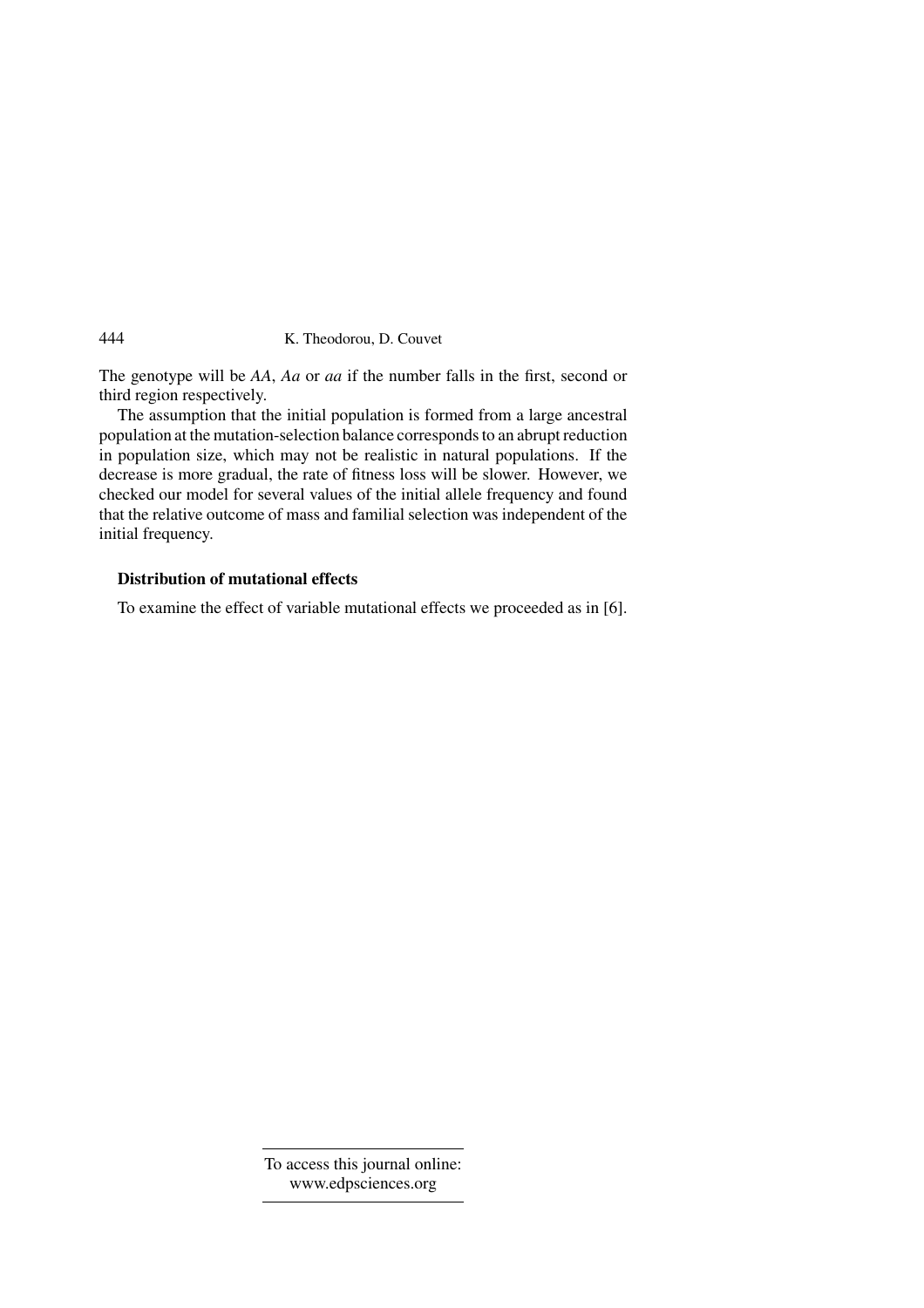The genotype will be *AA*, *Aa* or *aa* if the number falls in the first, second or third region respectively.

The assumption that the initial population is formed from a large ancestral population at the mutation-selection balance corresponds to an abrupt reduction in population size, which may not be realistic in natural populations. If the decrease is more gradual, the rate of fitness loss will be slower. However, we checked our model for several values of the initial allele frequency and found that the relative outcome of mass and familial selection was independent of the initial frequency.

### Distribution of mutational effects

To examine the effect of variable mutational effects we proceeded as in [6].

To access this journal online:
www.edpsciences.org